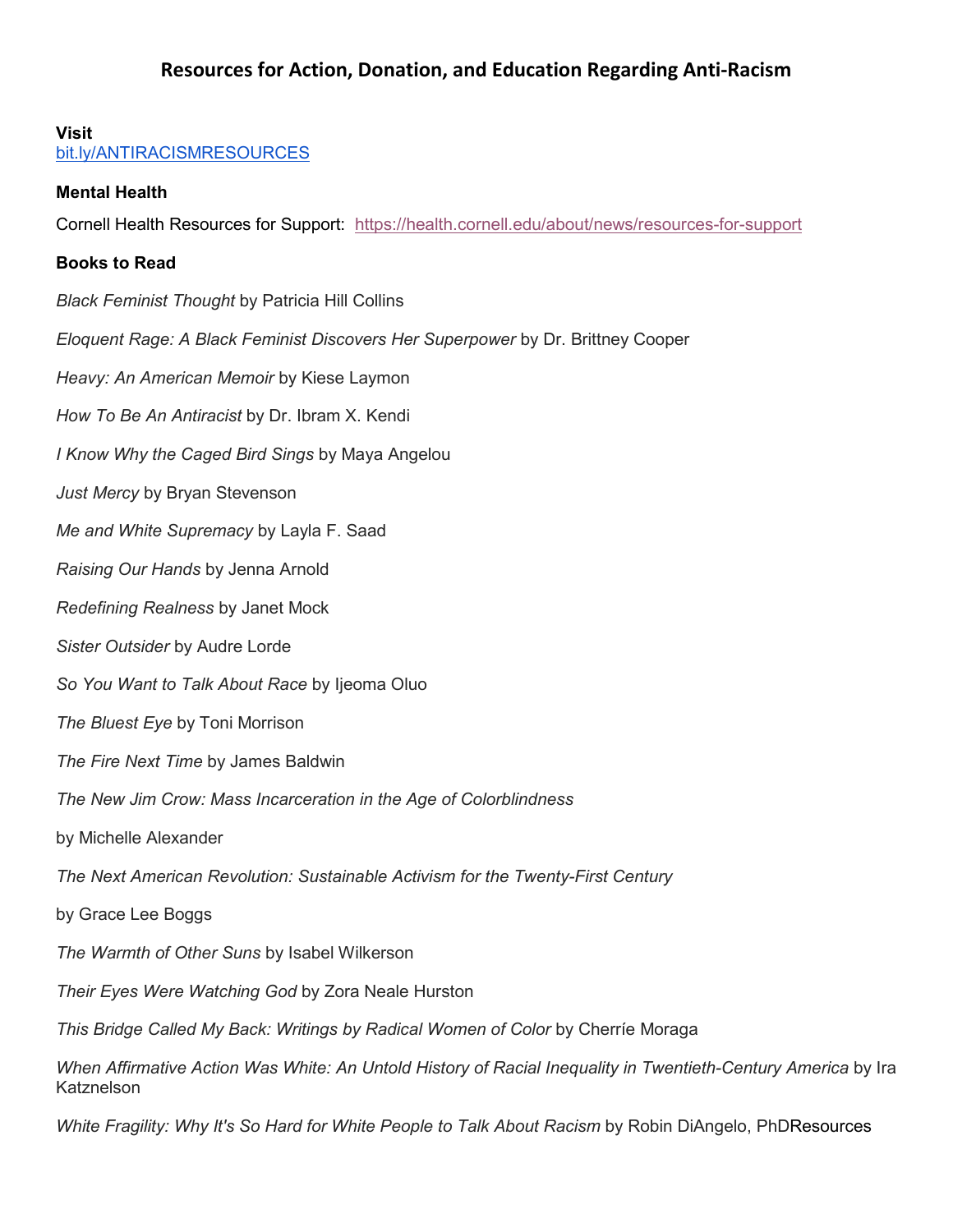# Resources for Action, Donation, and Education Regarding Anti-Racism

**Visit**
bit.ly/ANTIRACISMRESOURCES

**Mental Health**

Cornell Health Resources for Support: https://health.cornell.edu/about/news/resources-for-support

**Books to Read**

*Black Feminist Thought* by Patricia Hill Collins

*Eloquent Rage: A Black Feminist Discovers Her Superpower* by Dr. Brittney Cooper

*Heavy: An American Memoir* by Kiese Laymon

*How To Be An Antiracist* by Dr. Ibram X. Kendi

*I Know Why the Caged Bird Sings* by Maya Angelou

*Just Mercy* by Bryan Stevenson

*Me and White Supremacy* by Layla F. Saad

*Raising Our Hands* by Jenna Arnold

*Redefining Realness* by Janet Mock

*Sister Outsider* by Audre Lorde

*So You Want to Talk About Race* by Ijeoma Oluo

*The Bluest Eye* by Toni Morrison

*The Fire Next Time* by James Baldwin

*The New Jim Crow: Mass Incarceration in the Age of Colorblindness*

by Michelle Alexander

*The Next American Revolution: Sustainable Activism for the Twenty-First Century*

by Grace Lee Boggs

*The Warmth of Other Suns* by Isabel Wilkerson

*Their Eyes Were Watching God* by Zora Neale Hurston

*This Bridge Called My Back: Writings by Radical Women of Color* by Cherríe Moraga

*When Affirmative Action Was White: An Untold History of Racial Inequality in Twentieth-Century America* by Ira Katznelson

*White Fragility: Why It's So Hard for White People to Talk About Racism* by Robin DiAngelo, PhDResources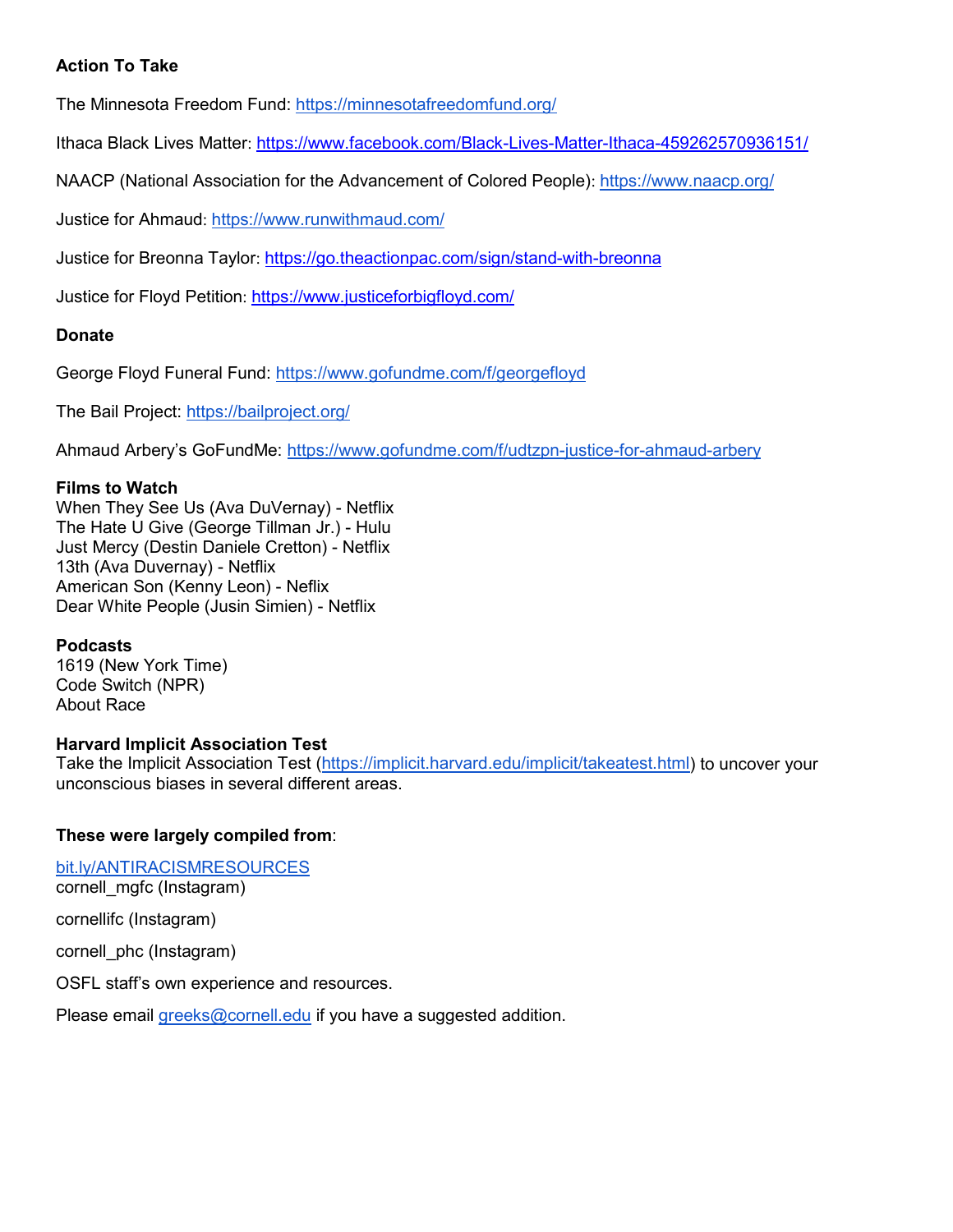**Action To Take**

The Minnesota Freedom Fund: https://minnesotafreedomfund.org/

Ithaca Black Lives Matter: https://www.facebook.com/Black-Lives-Matter-Ithaca-459262570936151/

NAACP (National Association for the Advancement of Colored People): https://www.naacp.org/

Justice for Ahmaud: https://www.runwithmaud.com/

Justice for Breonna Taylor: https://go.theactionpac.com/sign/stand-with-breonna

Justice for Floyd Petition: https://www.justiceforbigfloyd.com/

**Donate**

George Floyd Funeral Fund: https://www.gofundme.com/f/georgefloyd

The Bail Project: https://bailproject.org/

Ahmaud Arbery's GoFundMe: https://www.gofundme.com/f/udtzpn-justice-for-ahmaud-arbery

**Films to Watch**

When They See Us (Ava DuVernay) - Netflix
The Hate U Give (George Tillman Jr.) - Hulu
Just Mercy (Destin Daniele Cretton) - Netflix
13th (Ava Duvernay) - Netflix
American Son (Kenny Leon) - Neflix
Dear White People (Jusin Simien) - Netflix

**Podcasts**

1619 (New York Time)
Code Switch (NPR)
About Race

**Harvard Implicit Association Test**

Take the Implicit Association Test (https://implicit.harvard.edu/implicit/takeatest.html) to uncover your unconscious biases in several different areas.

**These were largely compiled from**:

bit.ly/ANTIRACISMRESOURCES
cornell_mgfc (Instagram)

cornellifc (Instagram)

cornell_phc (Instagram)

OSFL staff's own experience and resources.

Please email greeks@cornell.edu if you have a suggested addition.